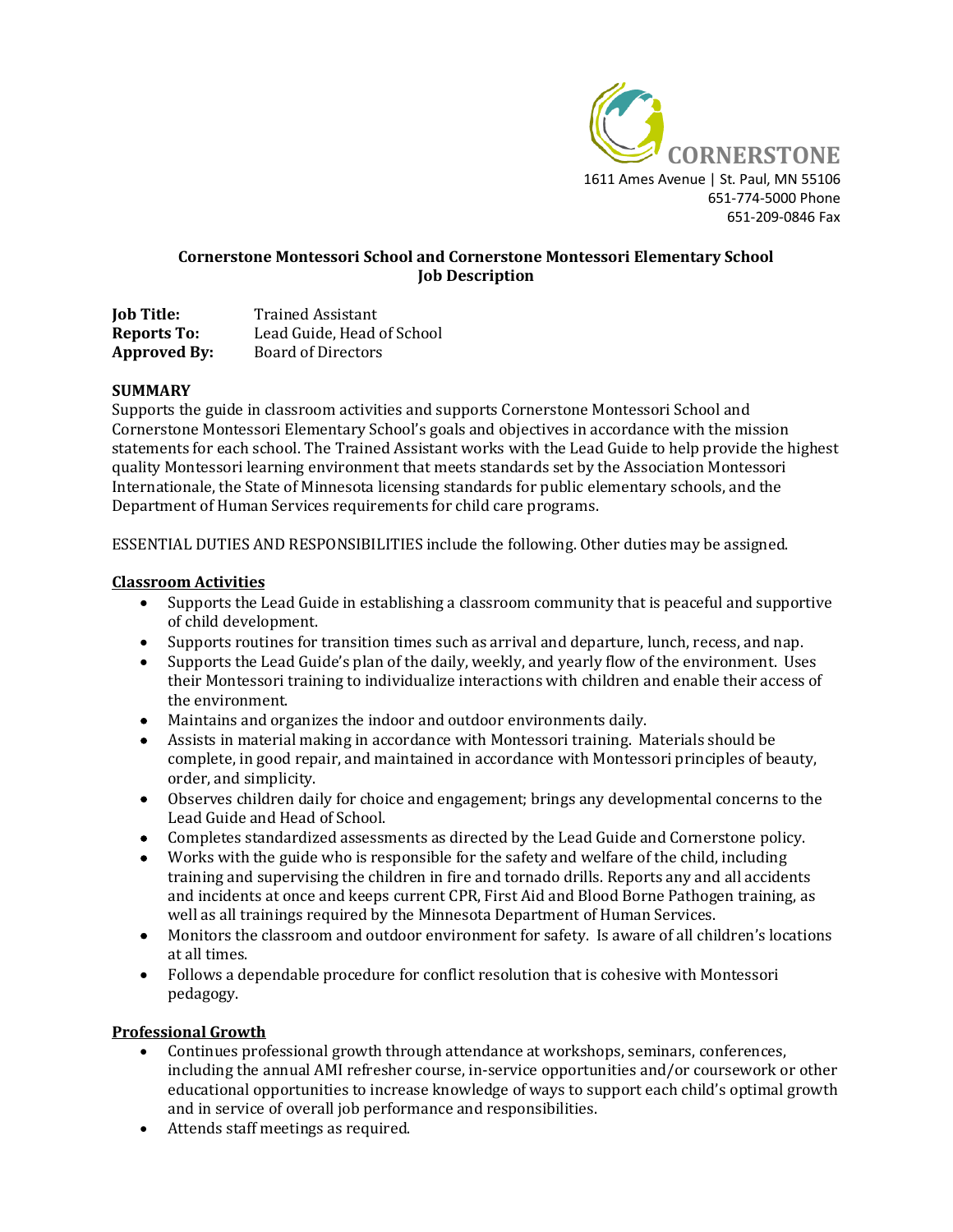**CORNERSTONE**

1611 Ames Avenue | St. Paul, MN 55106
651-774-5000 Phone
651-209-0846 Fax

## Cornerstone Montessori School and Cornerstone Montessori Elementary School
## Job Description

**Job Title:** Trained Assistant
**Reports To:** Lead Guide, Head of School
**Approved By:** Board of Directors

**SUMMARY**

Supports the guide in classroom activities and supports Cornerstone Montessori School and Cornerstone Montessori Elementary School's goals and objectives in accordance with the mission statements for each school. The Trained Assistant works with the Lead Guide to help provide the highest quality Montessori learning environment that meets standards set by the Association Montessori Internationale, the State of Minnesota licensing standards for public elementary schools, and the Department of Human Services requirements for child care programs.

ESSENTIAL DUTIES AND RESPONSIBILITIES include the following. Other duties may be assigned.

**Classroom Activities**

- Supports the Lead Guide in establishing a classroom community that is peaceful and supportive of child development.
- Supports routines for transition times such as arrival and departure, lunch, recess, and nap.
- Supports the Lead Guide's plan of the daily, weekly, and yearly flow of the environment. Uses their Montessori training to individualize interactions with children and enable their access of the environment.
- Maintains and organizes the indoor and outdoor environments daily.
- Assists in material making in accordance with Montessori training. Materials should be complete, in good repair, and maintained in accordance with Montessori principles of beauty, order, and simplicity.
- Observes children daily for choice and engagement; brings any developmental concerns to the Lead Guide and Head of School.
- Completes standardized assessments as directed by the Lead Guide and Cornerstone policy.
- Works with the guide who is responsible for the safety and welfare of the child, including training and supervising the children in fire and tornado drills. Reports any and all accidents and incidents at once and keeps current CPR, First Aid and Blood Borne Pathogen training, as well as all trainings required by the Minnesota Department of Human Services.
- Monitors the classroom and outdoor environment for safety. Is aware of all children's locations at all times.
- Follows a dependable procedure for conflict resolution that is cohesive with Montessori pedagogy.

**Professional Growth**

- Continues professional growth through attendance at workshops, seminars, conferences, including the annual AMI refresher course, in-service opportunities and/or coursework or other educational opportunities to increase knowledge of ways to support each child's optimal growth and in service of overall job performance and responsibilities.
- Attends staff meetings as required.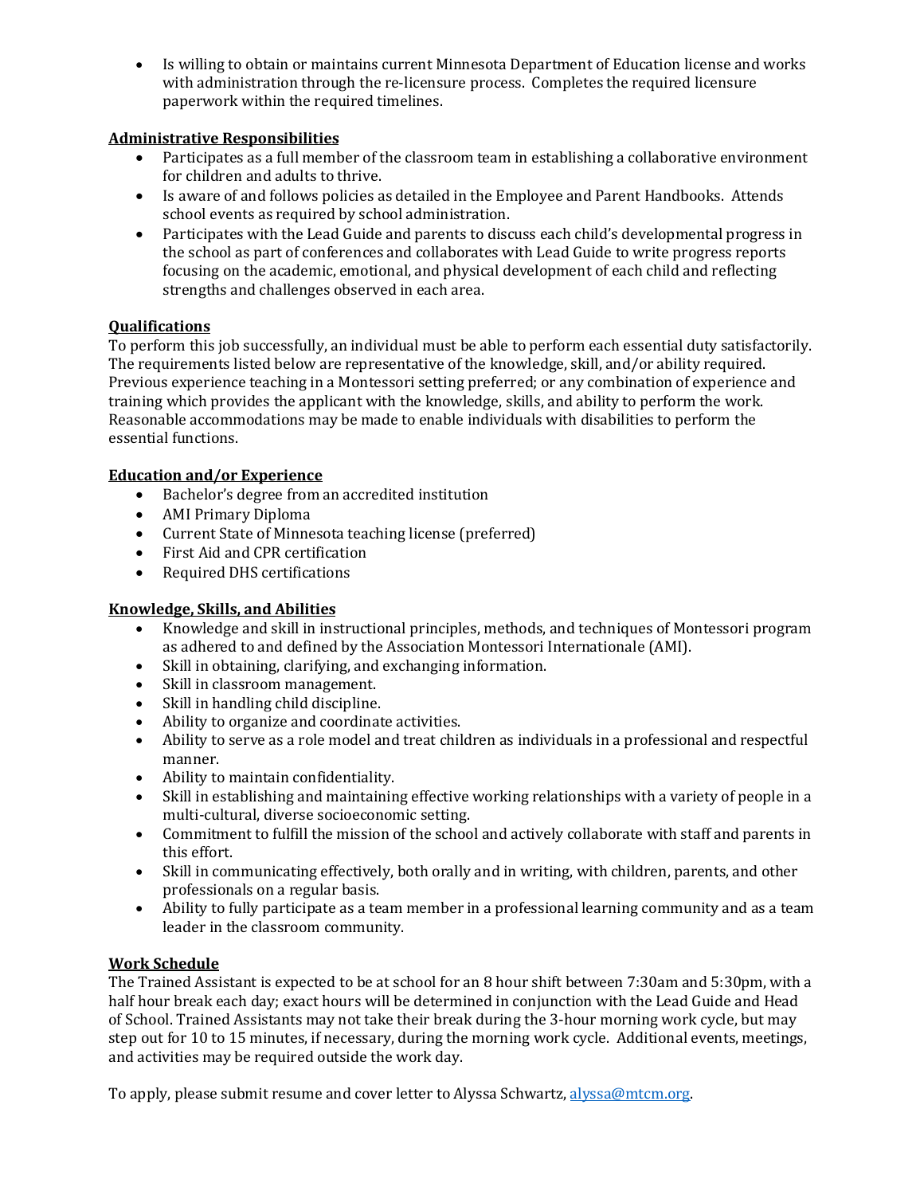- Is willing to obtain or maintains current Minnesota Department of Education license and works with administration through the re-licensure process. Completes the required licensure paperwork within the required timelines.

**Administrative Responsibilities**

- Participates as a full member of the classroom team in establishing a collaborative environment for children and adults to thrive.
- Is aware of and follows policies as detailed in the Employee and Parent Handbooks. Attends school events as required by school administration.
- Participates with the Lead Guide and parents to discuss each child's developmental progress in the school as part of conferences and collaborates with Lead Guide to write progress reports focusing on the academic, emotional, and physical development of each child and reflecting strengths and challenges observed in each area.

**Qualifications**

To perform this job successfully, an individual must be able to perform each essential duty satisfactorily. The requirements listed below are representative of the knowledge, skill, and/or ability required. Previous experience teaching in a Montessori setting preferred; or any combination of experience and training which provides the applicant with the knowledge, skills, and ability to perform the work. Reasonable accommodations may be made to enable individuals with disabilities to perform the essential functions.

**Education and/or Experience**

- Bachelor's degree from an accredited institution
- AMI Primary Diploma
- Current State of Minnesota teaching license (preferred)
- First Aid and CPR certification
- Required DHS certifications

**Knowledge, Skills, and Abilities**

- Knowledge and skill in instructional principles, methods, and techniques of Montessori program as adhered to and defined by the Association Montessori Internationale (AMI).
- Skill in obtaining, clarifying, and exchanging information.
- Skill in classroom management.
- Skill in handling child discipline.
- Ability to organize and coordinate activities.
- Ability to serve as a role model and treat children as individuals in a professional and respectful manner.
- Ability to maintain confidentiality.
- Skill in establishing and maintaining effective working relationships with a variety of people in a multi-cultural, diverse socioeconomic setting.
- Commitment to fulfill the mission of the school and actively collaborate with staff and parents in this effort.
- Skill in communicating effectively, both orally and in writing, with children, parents, and other professionals on a regular basis.
- Ability to fully participate as a team member in a professional learning community and as a team leader in the classroom community.

**Work Schedule**

The Trained Assistant is expected to be at school for an 8 hour shift between 7:30am and 5:30pm, with a half hour break each day; exact hours will be determined in conjunction with the Lead Guide and Head of School. Trained Assistants may not take their break during the 3-hour morning work cycle, but may step out for 10 to 15 minutes, if necessary, during the morning work cycle. Additional events, meetings, and activities may be required outside the work day.

To apply, please submit resume and cover letter to Alyssa Schwartz, alyssa@mtcm.org.